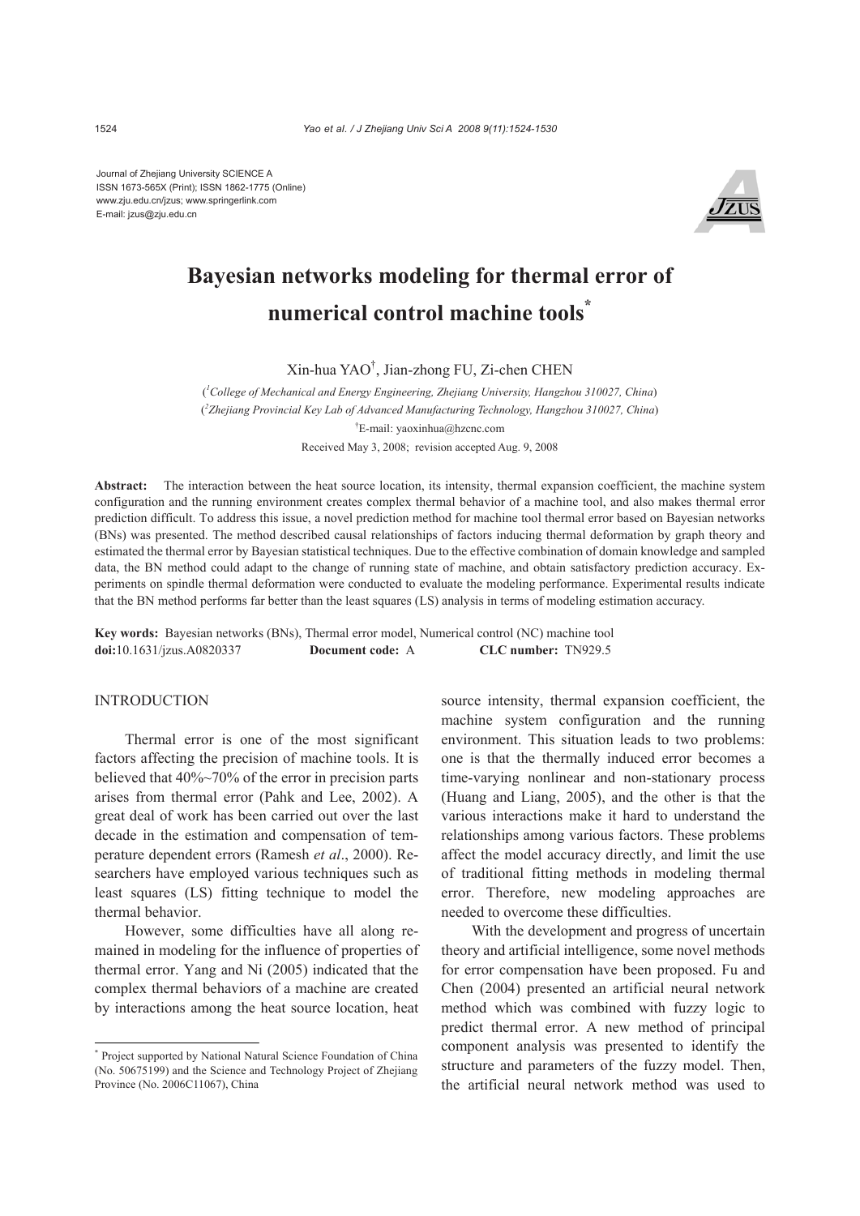Journal of Zhejiang University SCIENCE A
ISSN 1673-565X (Print); ISSN 1862-1775 (Online)
www.zju.edu.cn/jzus; www.springerlink.com
E-mail: jzus@zju.edu.cn

# Bayesian networks modeling for thermal error of numerical control machine tools*

Xin-hua YAO[†], Jian-zhong FU, Zi-chen CHEN

([1]*College of Mechanical and Energy Engineering, Zhejiang University, Hangzhou 310027, China*)
([2]*Zhejiang Provincial Key Lab of Advanced Manufacturing Technology, Hangzhou 310027, China*)
[†]E-mail: yaoxinhua@hzcnc.com
Received May 3, 2008; revision accepted Aug. 9, 2008

**Abstract:** The interaction between the heat source location, its intensity, thermal expansion coefficient, the machine system configuration and the running environment creates complex thermal behavior of a machine tool, and also makes thermal error prediction difficult. To address this issue, a novel prediction method for machine tool thermal error based on Bayesian networks (BNs) was presented. The method described causal relationships of factors inducing thermal deformation by graph theory and estimated the thermal error by Bayesian statistical techniques. Due to the effective combination of domain knowledge and sampled data, the BN method could adapt to the change of running state of machine, and obtain satisfactory prediction accuracy. Experiments on spindle thermal deformation were conducted to evaluate the modeling performance. Experimental results indicate that the BN method performs far better than the least squares (LS) analysis in terms of modeling estimation accuracy.

**Key words:** Bayesian networks (BNs), Thermal error model, Numerical control (NC) machine tool
**doi:**10.1631/jzus.A0820337 **Document code:** A **CLC number:** TN929.5

## INTRODUCTION

Thermal error is one of the most significant factors affecting the precision of machine tools. It is believed that 40%~70% of the error in precision parts arises from thermal error (Pahk and Lee, 2002). A great deal of work has been carried out over the last decade in the estimation and compensation of temperature dependent errors (Ramesh *et al*., 2000). Researchers have employed various techniques such as least squares (LS) fitting technique to model the thermal behavior.

However, some difficulties have all along remained in modeling for the influence of properties of thermal error. Yang and Ni (2005) indicated that the complex thermal behaviors of a machine are created by interactions among the heat source location, heat source intensity, thermal expansion coefficient, the machine system configuration and the running environment. This situation leads to two problems: one is that the thermally induced error becomes a time-varying nonlinear and non-stationary process (Huang and Liang, 2005), and the other is that the various interactions make it hard to understand the relationships among various factors. These problems affect the model accuracy directly, and limit the use of traditional fitting methods in modeling thermal error. Therefore, new modeling approaches are needed to overcome these difficulties.

With the development and progress of uncertain theory and artificial intelligence, some novel methods for error compensation have been proposed. Fu and Chen (2004) presented an artificial neural network method which was combined with fuzzy logic to predict thermal error. A new method of principal component analysis was presented to identify the structure and parameters of the fuzzy model. Then, the artificial neural network method was used to

---

* Project supported by National Natural Science Foundation of China (No. 50675199) and the Science and Technology Project of Zhejiang Province (No. 2006C11067), China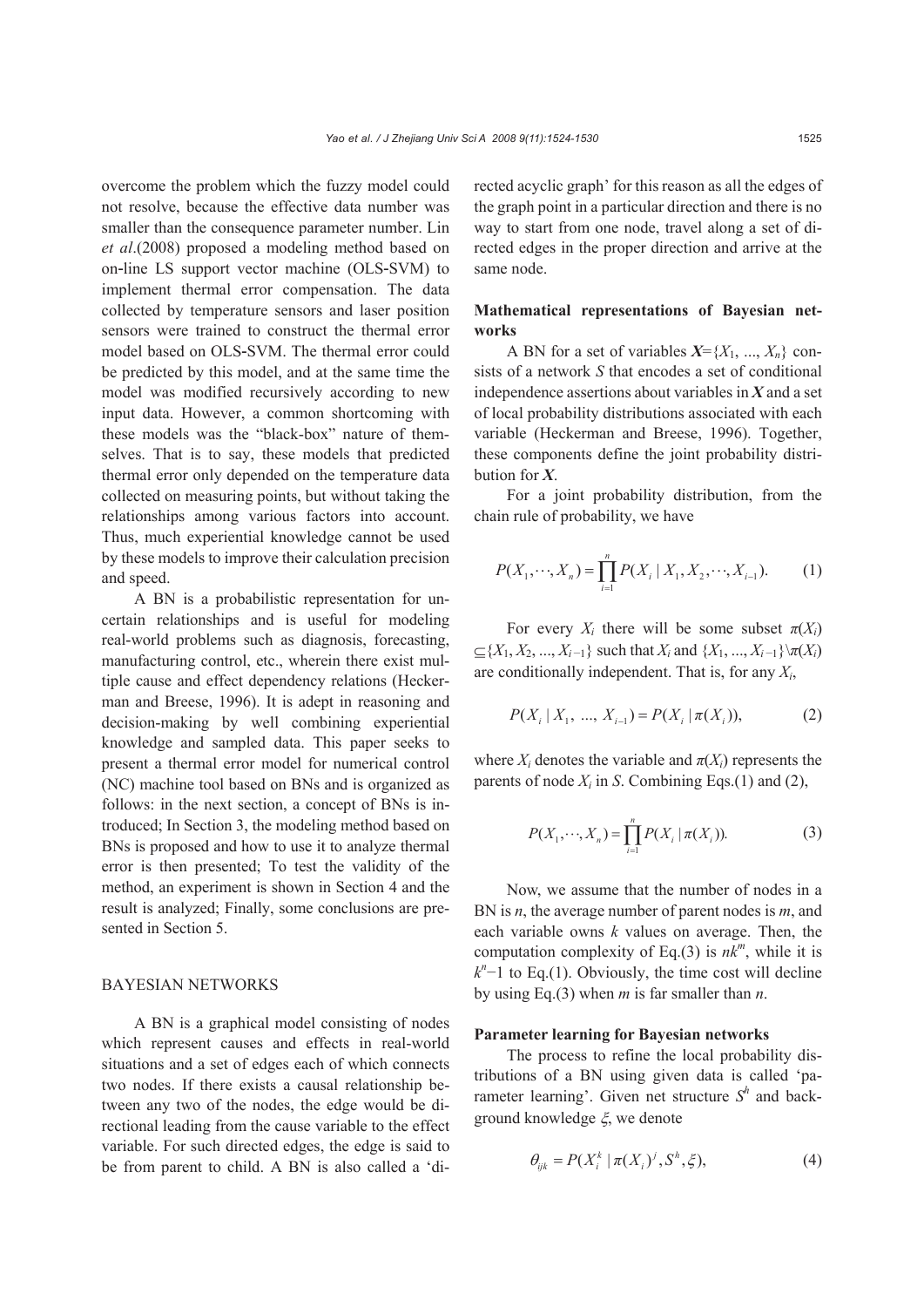overcome the problem which the fuzzy model could not resolve, because the effective data number was smaller than the consequence parameter number. Lin *et al*.(2008) proposed a modeling method based on on-line LS support vector machine (OLS-SVM) to implement thermal error compensation. The data collected by temperature sensors and laser position sensors were trained to construct the thermal error model based on OLS-SVM. The thermal error could be predicted by this model, and at the same time the model was modified recursively according to new input data. However, a common shortcoming with these models was the "black-box" nature of themselves. That is to say, these models that predicted thermal error only depended on the temperature data collected on measuring points, but without taking the relationships among various factors into account. Thus, much experiential knowledge cannot be used by these models to improve their calculation precision and speed.

A BN is a probabilistic representation for uncertain relationships and is useful for modeling real-world problems such as diagnosis, forecasting, manufacturing control, etc., wherein there exist multiple cause and effect dependency relations (Heckerman and Breese, 1996). It is adept in reasoning and decision-making by well combining experiential knowledge and sampled data. This paper seeks to present a thermal error model for numerical control (NC) machine tool based on BNs and is organized as follows: in the next section, a concept of BNs is introduced; In Section 3, the modeling method based on BNs is proposed and how to use it to analyze thermal error is then presented; To test the validity of the method, an experiment is shown in Section 4 and the result is analyzed; Finally, some conclusions are presented in Section 5.

## BAYESIAN NETWORKS

A BN is a graphical model consisting of nodes which represent causes and effects in real-world situations and a set of edges each of which connects two nodes. If there exists a causal relationship between any two of the nodes, the edge would be directional leading from the cause variable to the effect variable. For such directed edges, the edge is said to be from parent to child. A BN is also called a 'directed acyclic graph' for this reason as all the edges of the graph point in a particular direction and there is no way to start from one node, travel along a set of directed edges in the proper direction and arrive at the same node.

### Mathematical representations of Bayesian networks

A BN for a set of variables $\boldsymbol{X}=\{X_1, ..., X_n\}$ consists of a network $S$ that encodes a set of conditional independence assertions about variables in $\boldsymbol{X}$ and a set of local probability distributions associated with each variable (Heckerman and Breese, 1996). Together, these components define the joint probability distribution for $\boldsymbol{X}$.

For a joint probability distribution, from the chain rule of probability, we have

$$P(X_1,\cdots,X_n)=\prod_{i=1}^{n}P(X_i\mid X_1,X_2,\cdots,X_{i-1}). \tag{1}$$

For every $X_i$ there will be some subset $\pi(X_i) \subseteq \{X_1, X_2, ..., X_{i-1}\}$ such that $X_i$ and $\{X_1, ..., X_{i-1}\}\backslash\pi(X_i)$ are conditionally independent. That is, for any $X_i$,

$$P(X_i\mid X_1,\ ...,\ X_{i-1})=P(X_i\mid \pi(X_i)), \tag{2}$$

where $X_i$ denotes the variable and $\pi(X_i)$ represents the parents of node $X_i$ in $S$. Combining Eqs.(1) and (2),

$$P(X_1,\cdots,X_n)=\prod_{i=1}^{n}P(X_i\mid \pi(X_i)). \tag{3}$$

Now, we assume that the number of nodes in a BN is $n$, the average number of parent nodes is $m$, and each variable owns $k$ values on average. Then, the computation complexity of Eq.(3) is $nk^m$, while it is $k^n-1$ to Eq.(1). Obviously, the time cost will decline by using Eq.(3) when $m$ is far smaller than $n$.

### Parameter learning for Bayesian networks

The process to refine the local probability distributions of a BN using given data is called 'parameter learning'. Given net structure $S^h$ and background knowledge $\xi$, we denote

$$\theta_{ijk}=P(X_i^k\mid \pi(X_i)^j,S^h,\xi), \tag{4}$$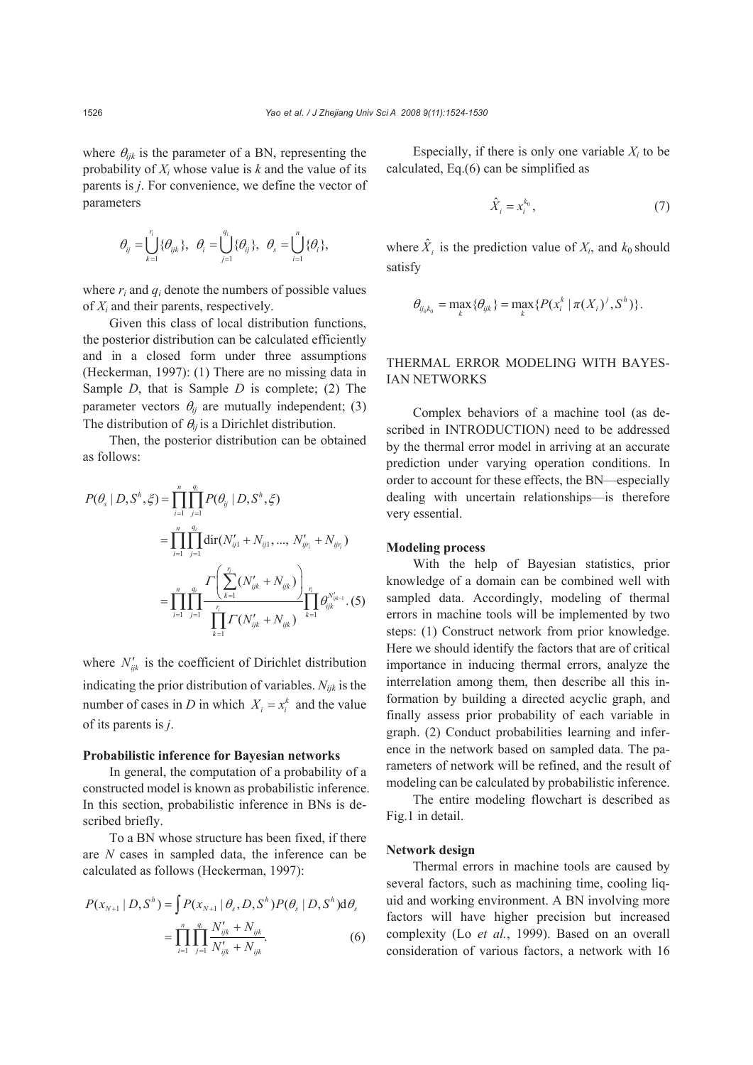where $\theta_{ijk}$ is the parameter of a BN, representing the probability of $X_i$ whose value is $k$ and the value of its parents is $j$. For convenience, we define the vector of parameters

$$\theta_{ij} = \bigcup_{k=1}^{r_i} \{\theta_{ijk}\},\ \ \theta_i = \bigcup_{j=1}^{q_i} \{\theta_{ij}\},\ \ \theta_s = \bigcup_{i=1}^{n} \{\theta_i\},$$

where $r_i$ and $q_i$ denote the numbers of possible values of $X_i$ and their parents, respectively.

Given this class of local distribution functions, the posterior distribution can be calculated efficiently and in a closed form under three assumptions (Heckerman, 1997): (1) There are no missing data in Sample $D$, that is Sample $D$ is complete; (2) The parameter vectors $\theta_{ij}$ are mutually independent; (3) The distribution of $\theta_{ij}$ is a Dirichlet distribution.

Then, the posterior distribution can be obtained as follows:

$$\begin{aligned} P(\theta_s \mid D, S^h, \xi) &= \prod_{i=1}^{n} \prod_{j=1}^{q_i} P(\theta_{ij} \mid D, S^h, \xi) \\ &= \prod_{i=1}^{n} \prod_{j=1}^{q_i} \mathrm{dir}(N'_{ij1} + N_{ij1}, ..., N'_{ijr_i} + N_{ijr_i}) \\ &= \prod_{i=1}^{n} \prod_{j=1}^{q_i} \frac{\Gamma\left(\sum_{k=1}^{r_i} (N'_{ijk} + N_{ijk})\right)}{\prod_{k=1}^{r_i} \Gamma(N'_{ijk} + N_{ijk})} \prod_{k=1}^{r_i} \theta_{ijk}^{N'_{ijk}-1}. \end{aligned} \quad (5)$$

where $N'_{ijk}$ is the coefficient of Dirichlet distribution indicating the prior distribution of variables. $N_{ijk}$ is the number of cases in $D$ in which $X_i = x_i^k$ and the value of its parents is $j$.

**Probabilistic inference for Bayesian networks**

In general, the computation of a probability of a constructed model is known as probabilistic inference. In this section, probabilistic inference in BNs is described briefly.

To a BN whose structure has been fixed, if there are $N$ cases in sampled data, the inference can be calculated as follows (Heckerman, 1997):

$$\begin{aligned} P(x_{N+1} \mid D, S^h) &= \int P(x_{N+1} \mid \theta_s, D, S^h) P(\theta_s \mid D, S^h) \mathrm{d}\theta_s \\ &= \prod_{i=1}^{n} \prod_{j=1}^{q_i} \frac{N'_{ijk} + N_{ijk}}{N'_{ijk} + N_{ijk}}. \end{aligned} \quad (6)$$

Especially, if there is only one variable $X_i$ to be calculated, Eq.(6) can be simplified as

$$\hat{X}_i = x_i^{k_0}, \quad (7)$$

where $\hat{X}_i$ is the prediction value of $X_i$, and $k_0$ should satisfy

$$\theta_{ij_0k_0} = \max_k \{\theta_{ijk}\} = \max_k \{P(x_i^k \mid \pi(X_i)^j, S^h)\}.$$

## THERMAL ERROR MODELING WITH BAYESIAN NETWORKS

Complex behaviors of a machine tool (as described in INTRODUCTION) need to be addressed by the thermal error model in arriving at an accurate prediction under varying operation conditions. In order to account for these effects, the BN—especially dealing with uncertain relationships—is therefore very essential.

**Modeling process**

With the help of Bayesian statistics, prior knowledge of a domain can be combined well with sampled data. Accordingly, modeling of thermal errors in machine tools will be implemented by two steps: (1) Construct network from prior knowledge. Here we should identify the factors that are of critical importance in inducing thermal errors, analyze the interrelation among them, then describe all this information by building a directed acyclic graph, and finally assess prior probability of each variable in graph. (2) Conduct probabilities learning and inference in the network based on sampled data. The parameters of network will be refined, and the result of modeling can be calculated by probabilistic inference.

The entire modeling flowchart is described as Fig.1 in detail.

**Network design**

Thermal errors in machine tools are caused by several factors, such as machining time, cooling liquid and working environment. A BN involving more factors will have higher precision but increased complexity (Lo *et al.*, 1999). Based on an overall consideration of various factors, a network with 16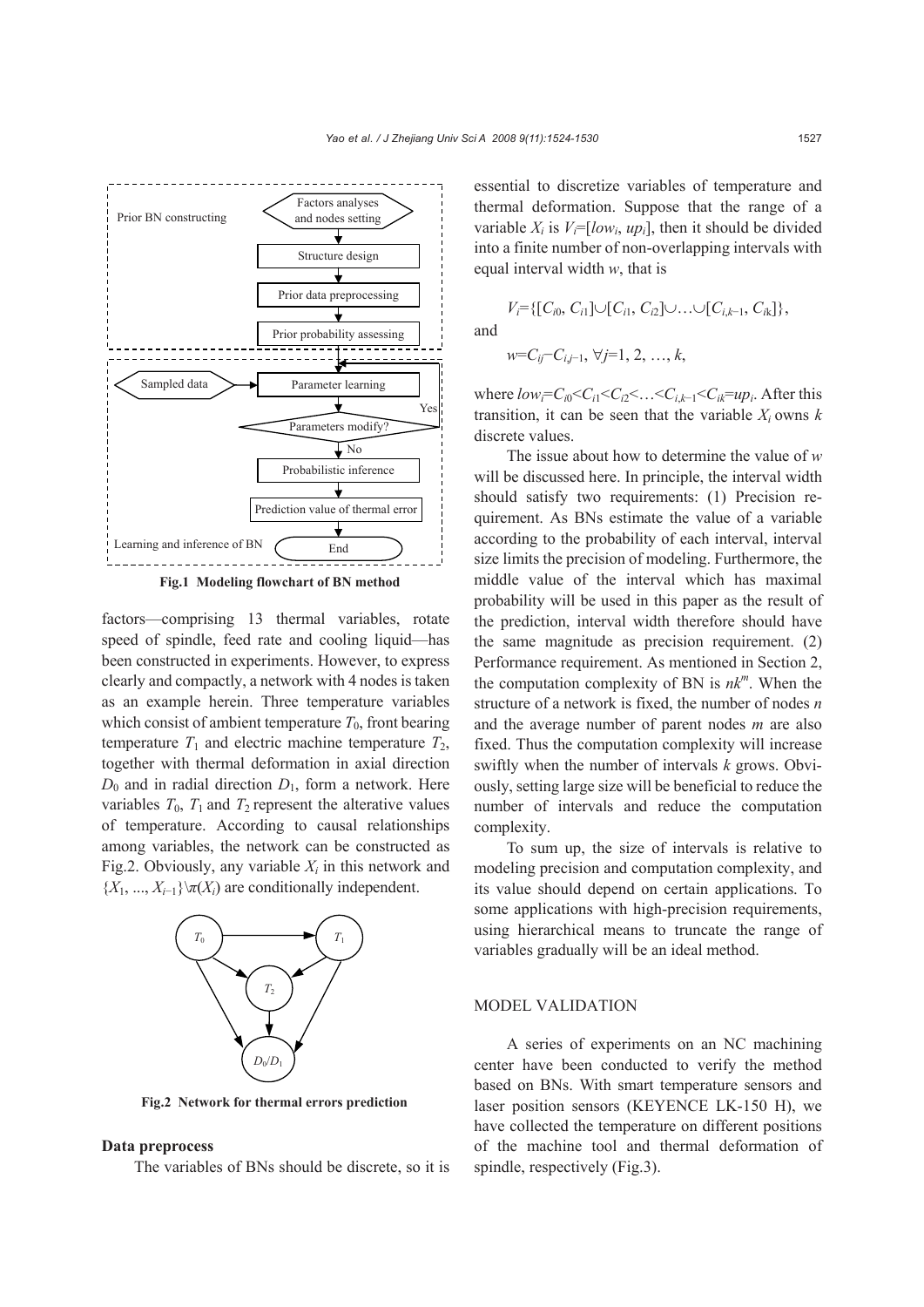Fig.1 Modeling flowchart of BN method

factors—comprising 13 thermal variables, rotate speed of spindle, feed rate and cooling liquid—has been constructed in experiments. However, to express clearly and compactly, a network with 4 nodes is taken as an example herein. Three temperature variables which consist of ambient temperature $T_0$, front bearing temperature $T_1$ and electric machine temperature $T_2$, together with thermal deformation in axial direction $D_0$ and in radial direction $D_1$, form a network. Here variables $T_0$, $T_1$ and $T_2$ represent the alterative values of temperature. According to causal relationships among variables, the network can be constructed as Fig.2. Obviously, any variable $X_i$ in this network and $\{X_1, ..., X_{i-1}\}\backslash\pi(X_i)$ are conditionally independent.

Fig.2 Network for thermal errors prediction

### Data preprocess

The variables of BNs should be discrete, so it is essential to discretize variables of temperature and thermal deformation. Suppose that the range of a variable $X_i$ is $V_i=[low_i, up_i]$, then it should be divided into a finite number of non-overlapping intervals with equal interval width $w$, that is

$$V_i=\{[C_{i0}, C_{i1}]\cup[C_{i1}, C_{i2}]\cup\ldots\cup[C_{i,k-1}, C_{ik}]\},$$

and

$$w=C_{ij}-C_{i,j-1},\ \forall j=1, 2, \ldots, k,$$

where $low_i=C_{i0}<C_{i1}<C_{i2}<\ldots<C_{i,k-1}<C_{ik}=up_i$. After this transition, it can be seen that the variable $X_i$ owns $k$ discrete values.

The issue about how to determine the value of $w$ will be discussed here. In principle, the interval width should satisfy two requirements: (1) Precision requirement. As BNs estimate the value of a variable according to the probability of each interval, interval size limits the precision of modeling. Furthermore, the middle value of the interval which has maximal probability will be used in this paper as the result of the prediction, interval width therefore should have the same magnitude as precision requirement. (2) Performance requirement. As mentioned in Section 2, the computation complexity of BN is $nk^m$. When the structure of a network is fixed, the number of nodes $n$ and the average number of parent nodes $m$ are also fixed. Thus the computation complexity will increase swiftly when the number of intervals $k$ grows. Obviously, setting large size will be beneficial to reduce the number of intervals and reduce the computation complexity.

To sum up, the size of intervals is relative to modeling precision and computation complexity, and its value should depend on certain applications. To some applications with high-precision requirements, using hierarchical means to truncate the range of variables gradually will be an ideal method.

## MODEL VALIDATION

A series of experiments on an NC machining center have been conducted to verify the method based on BNs. With smart temperature sensors and laser position sensors (KEYENCE LK-150 H), we have collected the temperature on different positions of the machine tool and thermal deformation of spindle, respectively (Fig.3).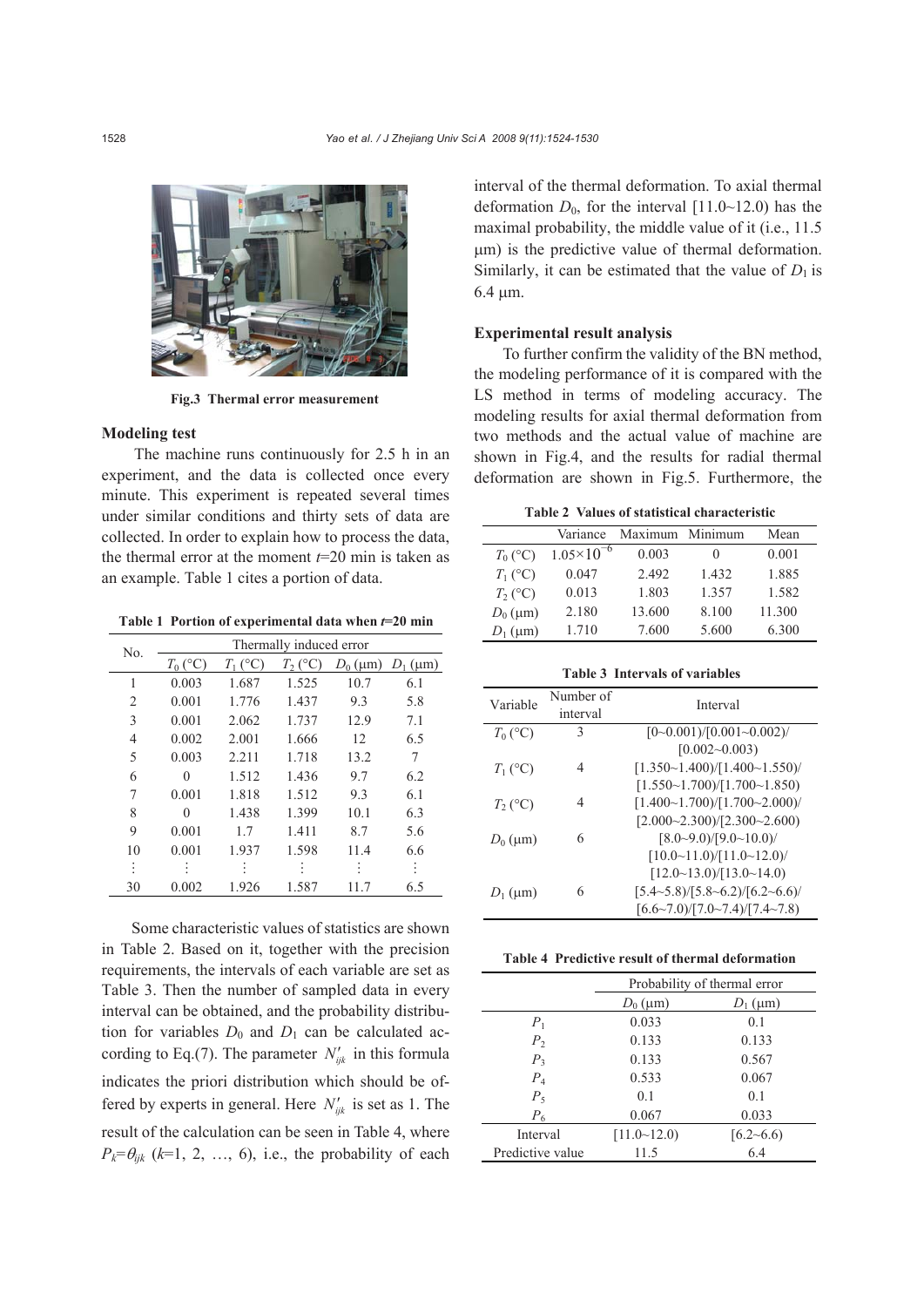Fig.3 Thermal error measurement

### Modeling test

The machine runs continuously for 2.5 h in an experiment, and the data is collected once every minute. This experiment is repeated several times under similar conditions and thirty sets of data are collected. In order to explain how to process the data, the thermal error at the moment $t$=20 min is taken as an example. Table 1 cites a portion of data.

**Table 1 Portion of experimental data when $t$=20 min**

| No. | Thermally induced error | | | | |
|---|---|---|---|---|---|
| | $T_0$ (°C) | $T_1$ (°C) | $T_2$ (°C) | $D_0$ (μm) | $D_1$ (μm) |
| 1 | 0.003 | 1.687 | 1.525 | 10.7 | 6.1 |
| 2 | 0.001 | 1.776 | 1.437 | 9.3 | 5.8 |
| 3 | 0.001 | 2.062 | 1.737 | 12.9 | 7.1 |
| 4 | 0.002 | 2.001 | 1.666 | 12 | 6.5 |
| 5 | 0.003 | 2.211 | 1.718 | 13.2 | 7 |
| 6 | 0 | 1.512 | 1.436 | 9.7 | 6.2 |
| 7 | 0.001 | 1.818 | 1.512 | 9.3 | 6.1 |
| 8 | 0 | 1.438 | 1.399 | 10.1 | 6.3 |
| 9 | 0.001 | 1.7 | 1.411 | 8.7 | 5.6 |
| 10 | 0.001 | 1.937 | 1.598 | 11.4 | 6.6 |
| ⋮ | ⋮ | ⋮ | ⋮ | ⋮ | ⋮ |
| 30 | 0.002 | 1.926 | 1.587 | 11.7 | 6.5 |

Some characteristic values of statistics are shown in Table 2. Based on it, together with the precision requirements, the intervals of each variable are set as Table 3. Then the number of sampled data in every interval can be obtained, and the probability distribution for variables $D_0$ and $D_1$ can be calculated according to Eq.(7). The parameter $N'_{ijk}$ in this formula indicates the priori distribution which should be offered by experts in general. Here $N'_{ijk}$ is set as 1. The result of the calculation can be seen in Table 4, where $P_k$=$\theta_{ijk}$ ($k$=1, 2, …, 6), i.e., the probability of each interval of the thermal deformation. To axial thermal deformation $D_0$, for the interval [11.0~12.0) has the maximal probability, the middle value of it (i.e., 11.5 μm) is the predictive value of thermal deformation. Similarly, it can be estimated that the value of $D_1$ is 6.4 μm.

### Experimental result analysis

To further confirm the validity of the BN method, the modeling performance of it is compared with the LS method in terms of modeling accuracy. The modeling results for axial thermal deformation from two methods and the actual value of machine are shown in Fig.4, and the results for radial thermal deformation are shown in Fig.5. Furthermore, the

**Table 2 Values of statistical characteristic**

| | Variance | Maximum | Minimum | Mean |
|---|---|---|---|---|
| $T_0$ (°C) | $1.05\times10^{-6}$ | 0.003 | 0 | 0.001 |
| $T_1$ (°C) | 0.047 | 2.492 | 1.432 | 1.885 |
| $T_2$ (°C) | 0.013 | 1.803 | 1.357 | 1.582 |
| $D_0$ (μm) | 2.180 | 13.600 | 8.100 | 11.300 |
| $D_1$ (μm) | 1.710 | 7.600 | 5.600 | 6.300 |

**Table 3 Intervals of variables**

| Variable | Number of interval | Interval |
|---|---|---|
| $T_0$ (°C) | 3 | [0~0.001)/[0.001~0.002)/ [0.002~0.003) |
| $T_1$ (°C) | 4 | [1.350~1.400)/[1.400~1.550)/ [1.550~1.700)/[1.700~1.850) |
| $T_2$ (°C) | 4 | [1.400~1.700)/[1.700~2.000)/ [2.000~2.300)/[2.300~2.600) |
| $D_0$ (μm) | 6 | [8.0~9.0)/[9.0~10.0)/ [10.0~11.0)/[11.0~12.0)/ [12.0~13.0)/[13.0~14.0) |
| $D_1$ (μm) | 6 | [5.4~5.8)/[5.8~6.2)/[6.2~6.6)/ [6.6~7.0)/[7.0~7.4)/[7.4~7.8) |

**Table 4 Predictive result of thermal deformation**

| | Probability of thermal error | |
|---|---|---|
| | $D_0$ (μm) | $D_1$ (μm) |
| $P_1$ | 0.033 | 0.1 |
| $P_2$ | 0.133 | 0.133 |
| $P_3$ | 0.133 | 0.567 |
| $P_4$ | 0.533 | 0.067 |
| $P_5$ | 0.1 | 0.1 |
| $P_6$ | 0.067 | 0.033 |
| Interval | [11.0~12.0) | [6.2~6.6) |
| Predictive value | 11.5 | 6.4 |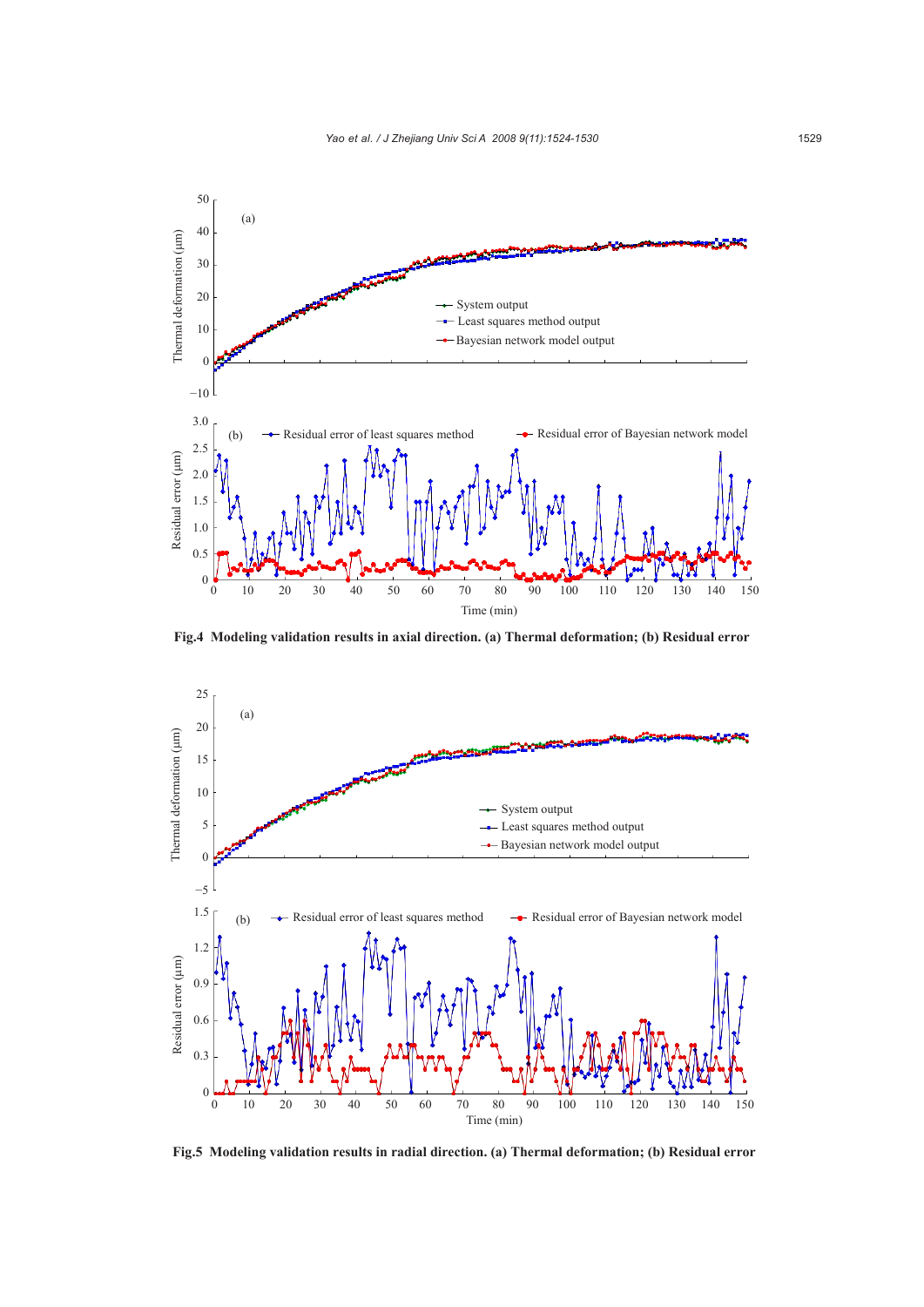**Fig.4 Modeling validation results in axial direction. (a) Thermal deformation; (b) Residual error**

**Fig.5 Modeling validation results in radial direction. (a) Thermal deformation; (b) Residual error**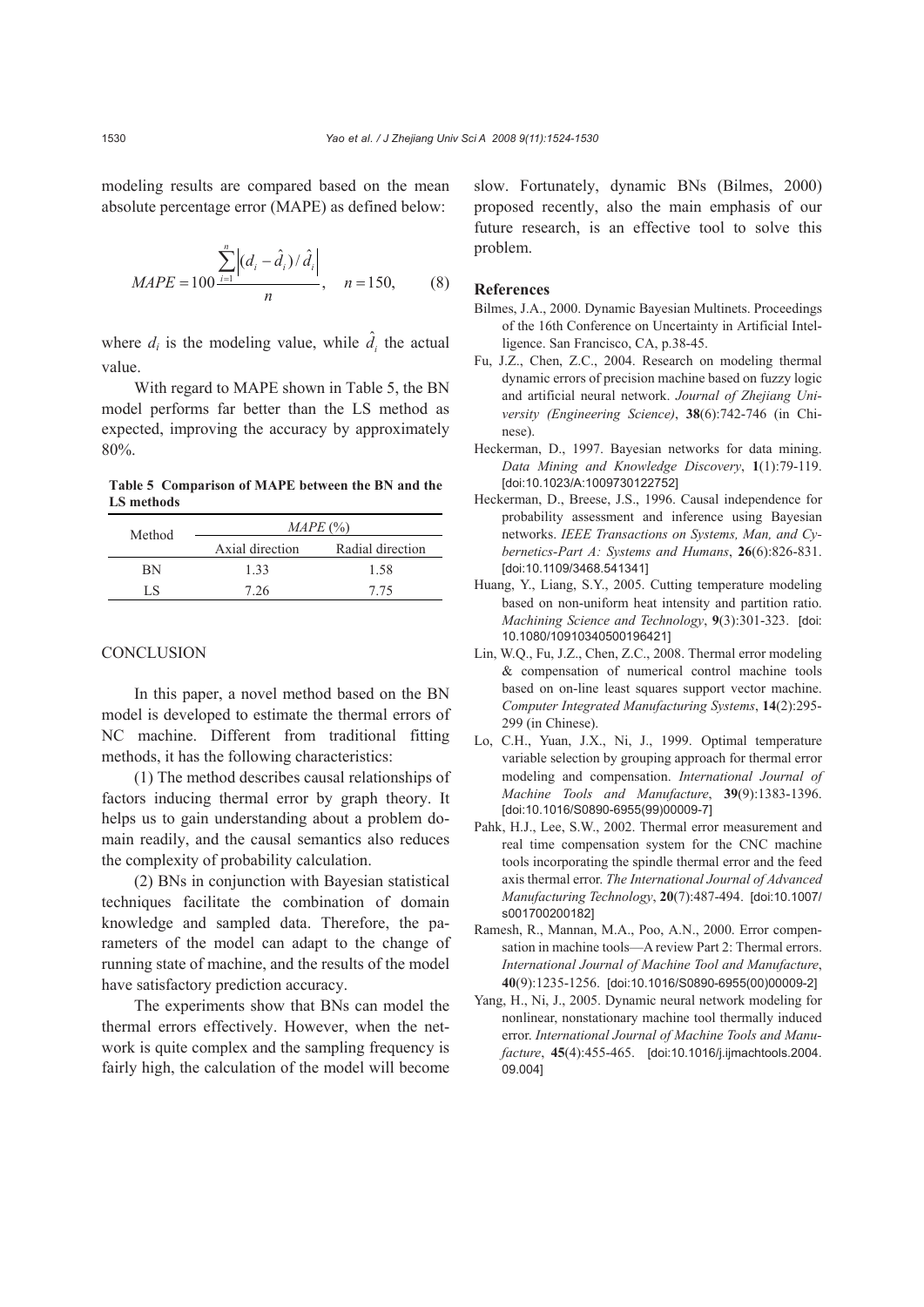modeling results are compared based on the mean absolute percentage error (MAPE) as defined below:

$$MAPE = 100 \frac{\sum_{i=1}^{n} \left| (d_i - \hat{d}_i) / \hat{d}_i \right|}{n}, \quad n = 150, \tag{8}$$

where $d_i$ is the modeling value, while $\hat{d}_i$ the actual value.

With regard to MAPE shown in Table 5, the BN model performs far better than the LS method as expected, improving the accuracy by approximately 80%.

**Table 5 Comparison of MAPE between the BN and the LS methods**

| Method | *MAPE* (%) | |
|---|---|---|
| | Axial direction | Radial direction |
| BN | 1.33 | 1.58 |
| LS | 7.26 | 7.75 |

## CONCLUSION

In this paper, a novel method based on the BN model is developed to estimate the thermal errors of NC machine. Different from traditional fitting methods, it has the following characteristics:

(1) The method describes causal relationships of factors inducing thermal error by graph theory. It helps us to gain understanding about a problem domain readily, and the causal semantics also reduces the complexity of probability calculation.

(2) BNs in conjunction with Bayesian statistical techniques facilitate the combination of domain knowledge and sampled data. Therefore, the parameters of the model can adapt to the change of running state of machine, and the results of the model have satisfactory prediction accuracy.

The experiments show that BNs can model the thermal errors effectively. However, when the network is quite complex and the sampling frequency is fairly high, the calculation of the model will become slow. Fortunately, dynamic BNs (Bilmes, 2000) proposed recently, also the main emphasis of our future research, is an effective tool to solve this problem.

## References

Bilmes, J.A., 2000. Dynamic Bayesian Multinets. Proceedings of the 16th Conference on Uncertainty in Artificial Intelligence. San Francisco, CA, p.38-45.

Fu, J.Z., Chen, Z.C., 2004. Research on modeling thermal dynamic errors of precision machine based on fuzzy logic and artificial neural network. *Journal of Zhejiang University (Engineering Science)*, **38**(6):742-746 (in Chinese).

Heckerman, D., 1997. Bayesian networks for data mining. *Data Mining and Knowledge Discovery*, **1**(1):79-119. [doi:10.1023/A:1009730122752]

Heckerman, D., Breese, J.S., 1996. Causal independence for probability assessment and inference using Bayesian networks. *IEEE Transactions on Systems, Man, and Cybernetics-Part A: Systems and Humans*, **26**(6):826-831. [doi:10.1109/3468.541341]

Huang, Y., Liang, S.Y., 2005. Cutting temperature modeling based on non-uniform heat intensity and partition ratio. *Machining Science and Technology*, **9**(3):301-323. [doi:10.1080/10910340500196421]

Lin, W.Q., Fu, J.Z., Chen, Z.C., 2008. Thermal error modeling & compensation of numerical control machine tools based on on-line least squares support vector machine. *Computer Integrated Manufacturing Systems*, **14**(2):295-299 (in Chinese).

Lo, C.H., Yuan, J.X., Ni, J., 1999. Optimal temperature variable selection by grouping approach for thermal error modeling and compensation. *International Journal of Machine Tools and Manufacture*, **39**(9):1383-1396. [doi:10.1016/S0890-6955(99)00009-7]

Pahk, H.J., Lee, S.W., 2002. Thermal error measurement and real time compensation system for the CNC machine tools incorporating the spindle thermal error and the feed axis thermal error. *The International Journal of Advanced Manufacturing Technology*, **20**(7):487-494. [doi:10.1007/s001700200182]

Ramesh, R., Mannan, M.A., Poo, A.N., 2000. Error compensation in machine tools—A review Part 2: Thermal errors. *International Journal of Machine Tool and Manufacture*, **40**(9):1235-1256. [doi:10.1016/S0890-6955(00)00009-2]

Yang, H., Ni, J., 2005. Dynamic neural network modeling for nonlinear, nonstationary machine tool thermally induced error. *International Journal of Machine Tools and Manufacture*, **45**(4):455-465. [doi:10.1016/j.ijmachtools.2004.09.004]